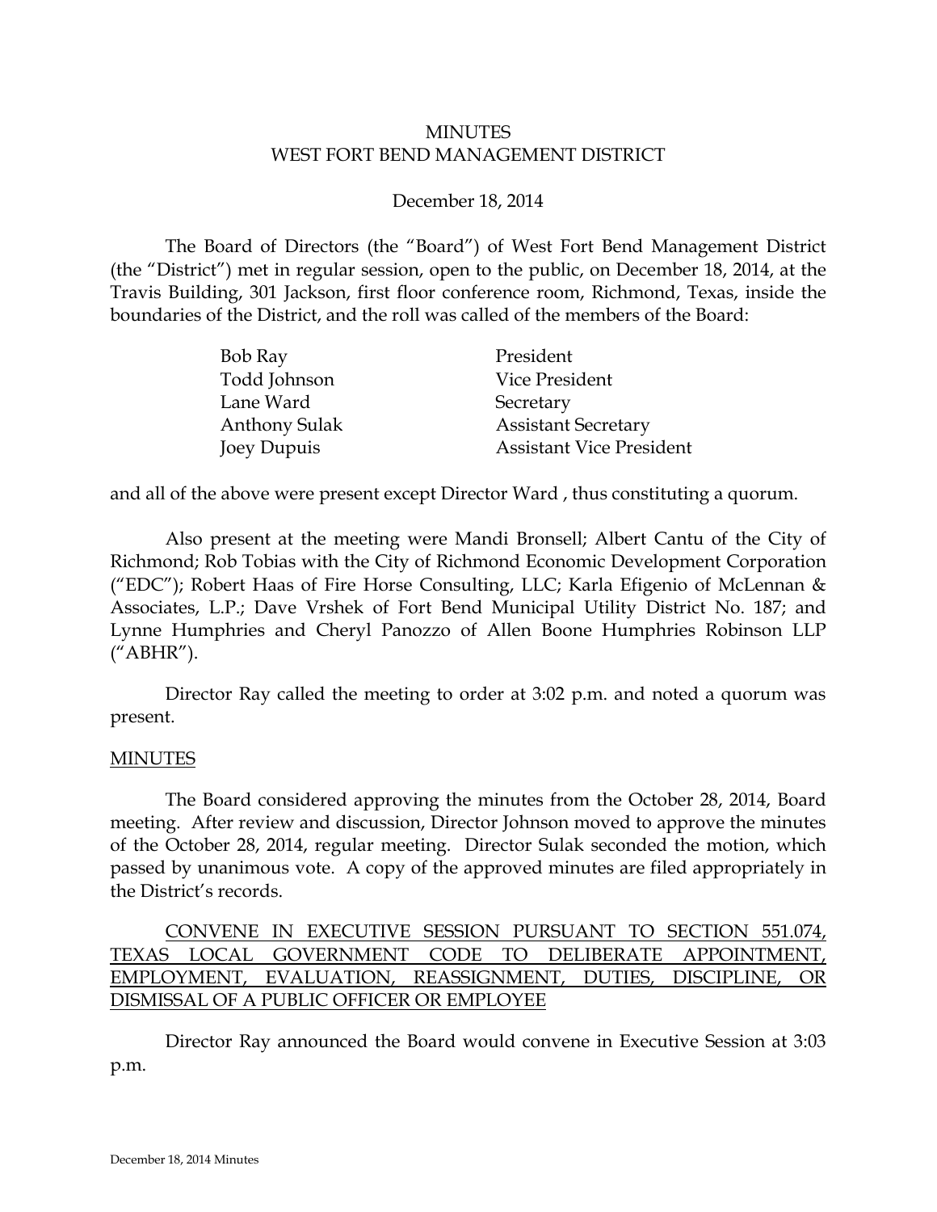MINUTES
WEST FORT BEND MANAGEMENT DISTRICT

December 18, 2014

The Board of Directors (the "Board") of West Fort Bend Management District (the "District") met in regular session, open to the public, on December 18, 2014, at the Travis Building, 301 Jackson, first floor conference room, Richmond, Texas, inside the boundaries of the District, and the roll was called of the members of the Board:

| | |
|---|---|
| Bob Ray | President |
| Todd Johnson | Vice President |
| Lane Ward | Secretary |
| Anthony Sulak | Assistant Secretary |
| Joey Dupuis | Assistant Vice President |

and all of the above were present except Director Ward , thus constituting a quorum.

Also present at the meeting were Mandi Bronsell; Albert Cantu of the City of Richmond; Rob Tobias with the City of Richmond Economic Development Corporation ("EDC"); Robert Haas of Fire Horse Consulting, LLC; Karla Efigenio of McLennan & Associates, L.P.; Dave Vrshek of Fort Bend Municipal Utility District No. 187; and Lynne Humphries and Cheryl Panozzo of Allen Boone Humphries Robinson LLP ("ABHR").

Director Ray called the meeting to order at 3:02 p.m. and noted a quorum was present.

MINUTES

The Board considered approving the minutes from the October 28, 2014, Board meeting. After review and discussion, Director Johnson moved to approve the minutes of the October 28, 2014, regular meeting. Director Sulak seconded the motion, which passed by unanimous vote. A copy of the approved minutes are filed appropriately in the District's records.

CONVENE IN EXECUTIVE SESSION PURSUANT TO SECTION 551.074, TEXAS LOCAL GOVERNMENT CODE TO DELIBERATE APPOINTMENT, EMPLOYMENT, EVALUATION, REASSIGNMENT, DUTIES, DISCIPLINE, OR DISMISSAL OF A PUBLIC OFFICER OR EMPLOYEE

Director Ray announced the Board would convene in Executive Session at 3:03 p.m.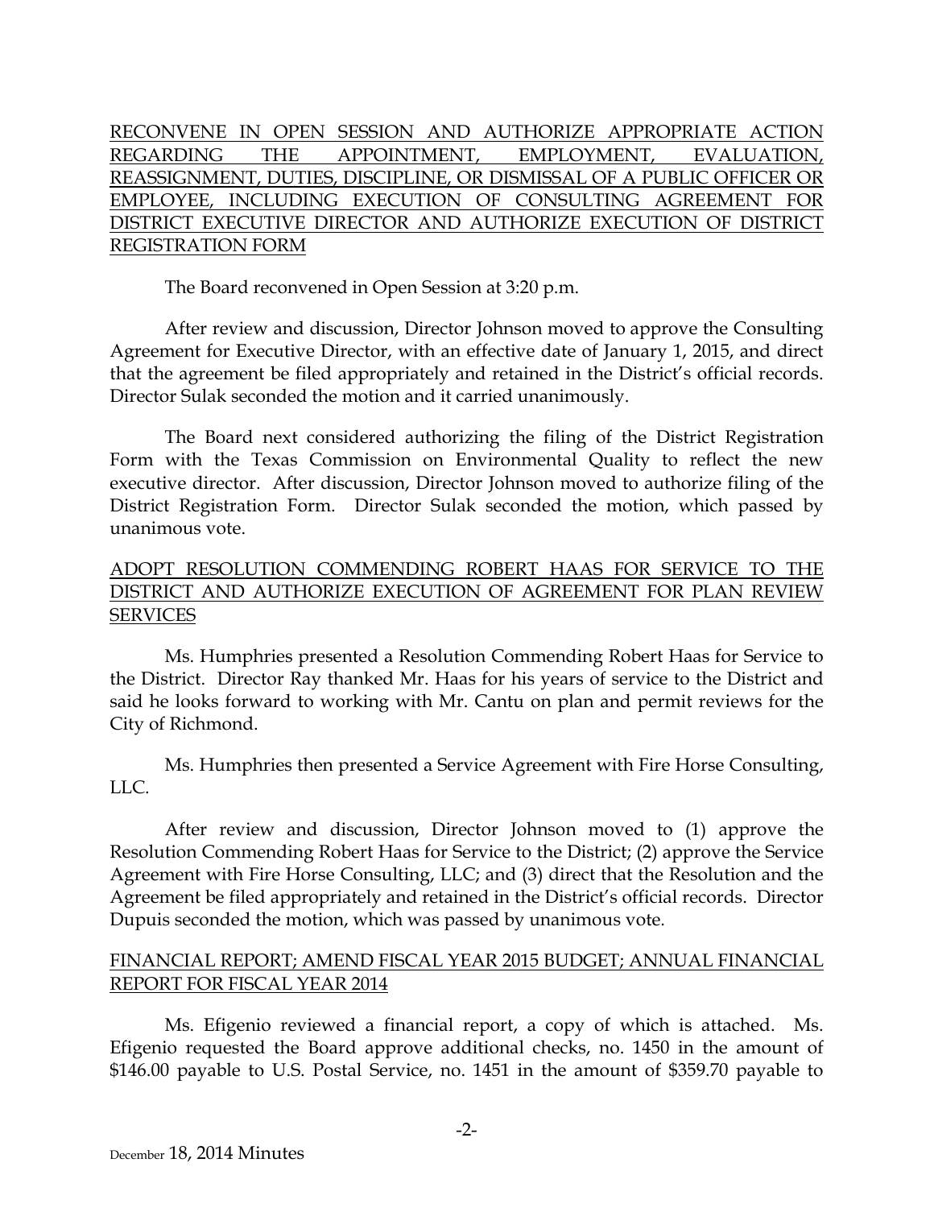RECONVENE IN OPEN SESSION AND AUTHORIZE APPROPRIATE ACTION REGARDING THE APPOINTMENT, EMPLOYMENT, EVALUATION, REASSIGNMENT, DUTIES, DISCIPLINE, OR DISMISSAL OF A PUBLIC OFFICER OR EMPLOYEE, INCLUDING EXECUTION OF CONSULTING AGREEMENT FOR DISTRICT EXECUTIVE DIRECTOR AND AUTHORIZE EXECUTION OF DISTRICT REGISTRATION FORM

The Board reconvened in Open Session at 3:20 p.m.

After review and discussion, Director Johnson moved to approve the Consulting Agreement for Executive Director, with an effective date of January 1, 2015, and direct that the agreement be filed appropriately and retained in the District's official records. Director Sulak seconded the motion and it carried unanimously.

The Board next considered authorizing the filing of the District Registration Form with the Texas Commission on Environmental Quality to reflect the new executive director. After discussion, Director Johnson moved to authorize filing of the District Registration Form. Director Sulak seconded the motion, which passed by unanimous vote.

ADOPT RESOLUTION COMMENDING ROBERT HAAS FOR SERVICE TO THE DISTRICT AND AUTHORIZE EXECUTION OF AGREEMENT FOR PLAN REVIEW SERVICES

Ms. Humphries presented a Resolution Commending Robert Haas for Service to the District. Director Ray thanked Mr. Haas for his years of service to the District and said he looks forward to working with Mr. Cantu on plan and permit reviews for the City of Richmond.

Ms. Humphries then presented a Service Agreement with Fire Horse Consulting, LLC.

After review and discussion, Director Johnson moved to (1) approve the Resolution Commending Robert Haas for Service to the District; (2) approve the Service Agreement with Fire Horse Consulting, LLC; and (3) direct that the Resolution and the Agreement be filed appropriately and retained in the District's official records. Director Dupuis seconded the motion, which was passed by unanimous vote.

FINANCIAL REPORT; AMEND FISCAL YEAR 2015 BUDGET; ANNUAL FINANCIAL REPORT FOR FISCAL YEAR 2014

Ms. Efigenio reviewed a financial report, a copy of which is attached. Ms. Efigenio requested the Board approve additional checks, no. 1450 in the amount of $146.00 payable to U.S. Postal Service, no. 1451 in the amount of $359.70 payable to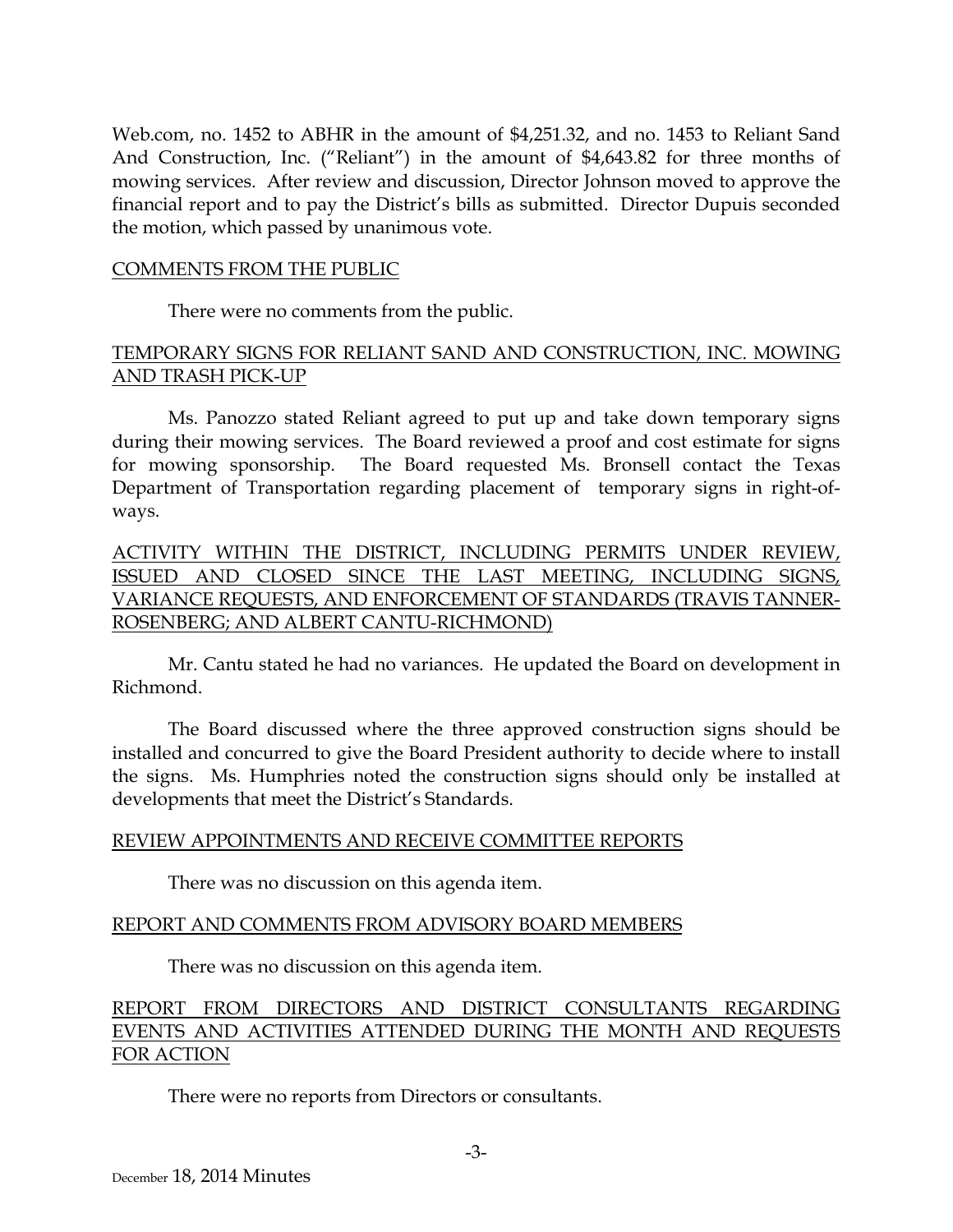Web.com, no. 1452 to ABHR in the amount of $4,251.32, and no. 1453 to Reliant Sand And Construction, Inc. ("Reliant") in the amount of $4,643.82 for three months of mowing services. After review and discussion, Director Johnson moved to approve the financial report and to pay the District's bills as submitted. Director Dupuis seconded the motion, which passed by unanimous vote.

## COMMENTS FROM THE PUBLIC

There were no comments from the public.

## TEMPORARY SIGNS FOR RELIANT SAND AND CONSTRUCTION, INC. MOWING AND TRASH PICK-UP

Ms. Panozzo stated Reliant agreed to put up and take down temporary signs during their mowing services. The Board reviewed a proof and cost estimate for signs for mowing sponsorship. The Board requested Ms. Bronsell contact the Texas Department of Transportation regarding placement of temporary signs in right-of-ways.

## ACTIVITY WITHIN THE DISTRICT, INCLUDING PERMITS UNDER REVIEW, ISSUED AND CLOSED SINCE THE LAST MEETING, INCLUDING SIGNS, VARIANCE REQUESTS, AND ENFORCEMENT OF STANDARDS (TRAVIS TANNER-ROSENBERG; AND ALBERT CANTU-RICHMOND)

Mr. Cantu stated he had no variances. He updated the Board on development in Richmond.

The Board discussed where the three approved construction signs should be installed and concurred to give the Board President authority to decide where to install the signs. Ms. Humphries noted the construction signs should only be installed at developments that meet the District's Standards.

## REVIEW APPOINTMENTS AND RECEIVE COMMITTEE REPORTS

There was no discussion on this agenda item.

## REPORT AND COMMENTS FROM ADVISORY BOARD MEMBERS

There was no discussion on this agenda item.

## REPORT FROM DIRECTORS AND DISTRICT CONSULTANTS REGARDING EVENTS AND ACTIVITIES ATTENDED DURING THE MONTH AND REQUESTS FOR ACTION

There were no reports from Directors or consultants.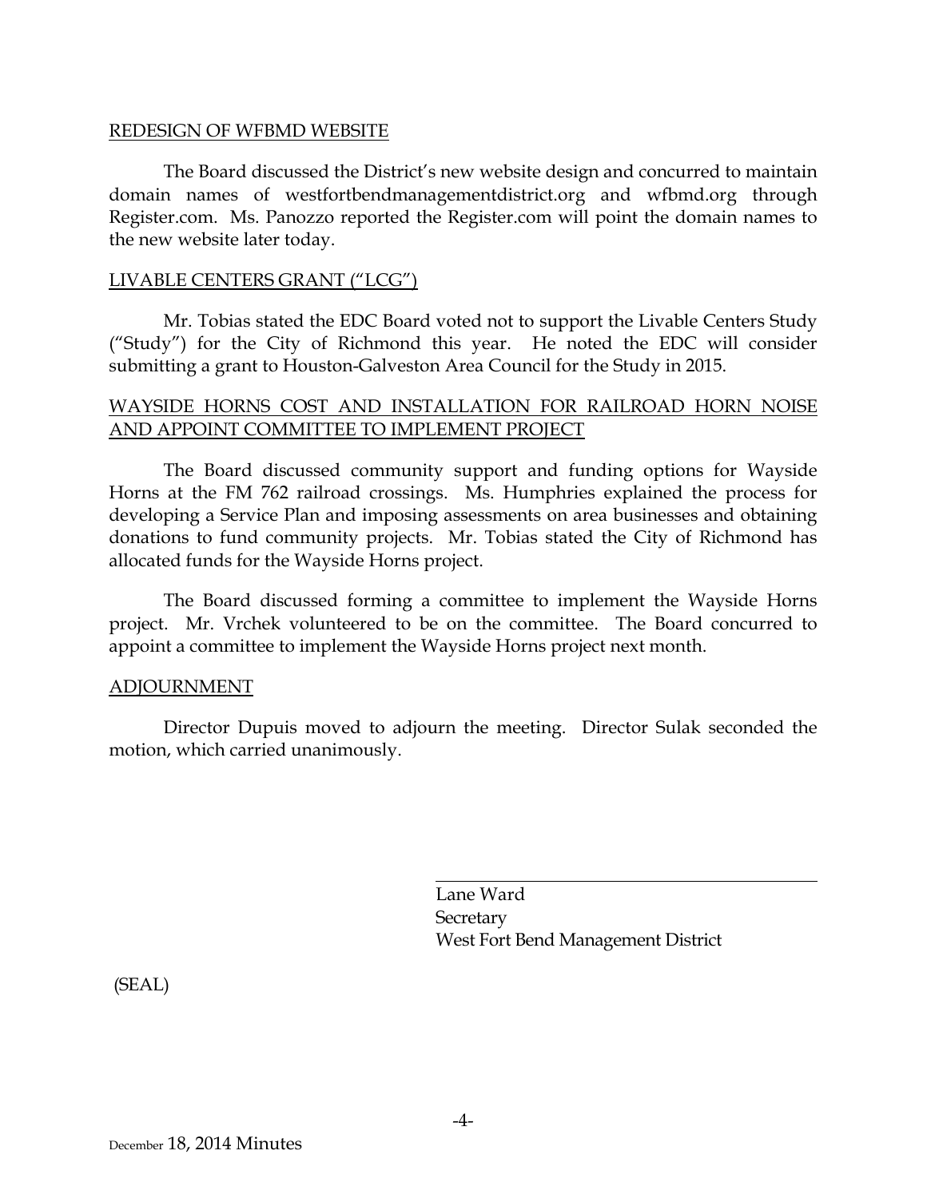REDESIGN OF WFBMD WEBSITE

The Board discussed the District's new website design and concurred to maintain domain names of westfortbendmanagementdistrict.org and wfbmd.org through Register.com. Ms. Panozzo reported the Register.com will point the domain names to the new website later today.

LIVABLE CENTERS GRANT ("LCG")

Mr. Tobias stated the EDC Board voted not to support the Livable Centers Study ("Study") for the City of Richmond this year. He noted the EDC will consider submitting a grant to Houston-Galveston Area Council for the Study in 2015.

WAYSIDE HORNS COST AND INSTALLATION FOR RAILROAD HORN NOISE AND APPOINT COMMITTEE TO IMPLEMENT PROJECT

The Board discussed community support and funding options for Wayside Horns at the FM 762 railroad crossings. Ms. Humphries explained the process for developing a Service Plan and imposing assessments on area businesses and obtaining donations to fund community projects. Mr. Tobias stated the City of Richmond has allocated funds for the Wayside Horns project.

The Board discussed forming a committee to implement the Wayside Horns project. Mr. Vrchek volunteered to be on the committee. The Board concurred to appoint a committee to implement the Wayside Horns project next month.

ADJOURNMENT

Director Dupuis moved to adjourn the meeting. Director Sulak seconded the motion, which carried unanimously.

Lane Ward
Secretary
West Fort Bend Management District

(SEAL)

December 18, 2014 Minutes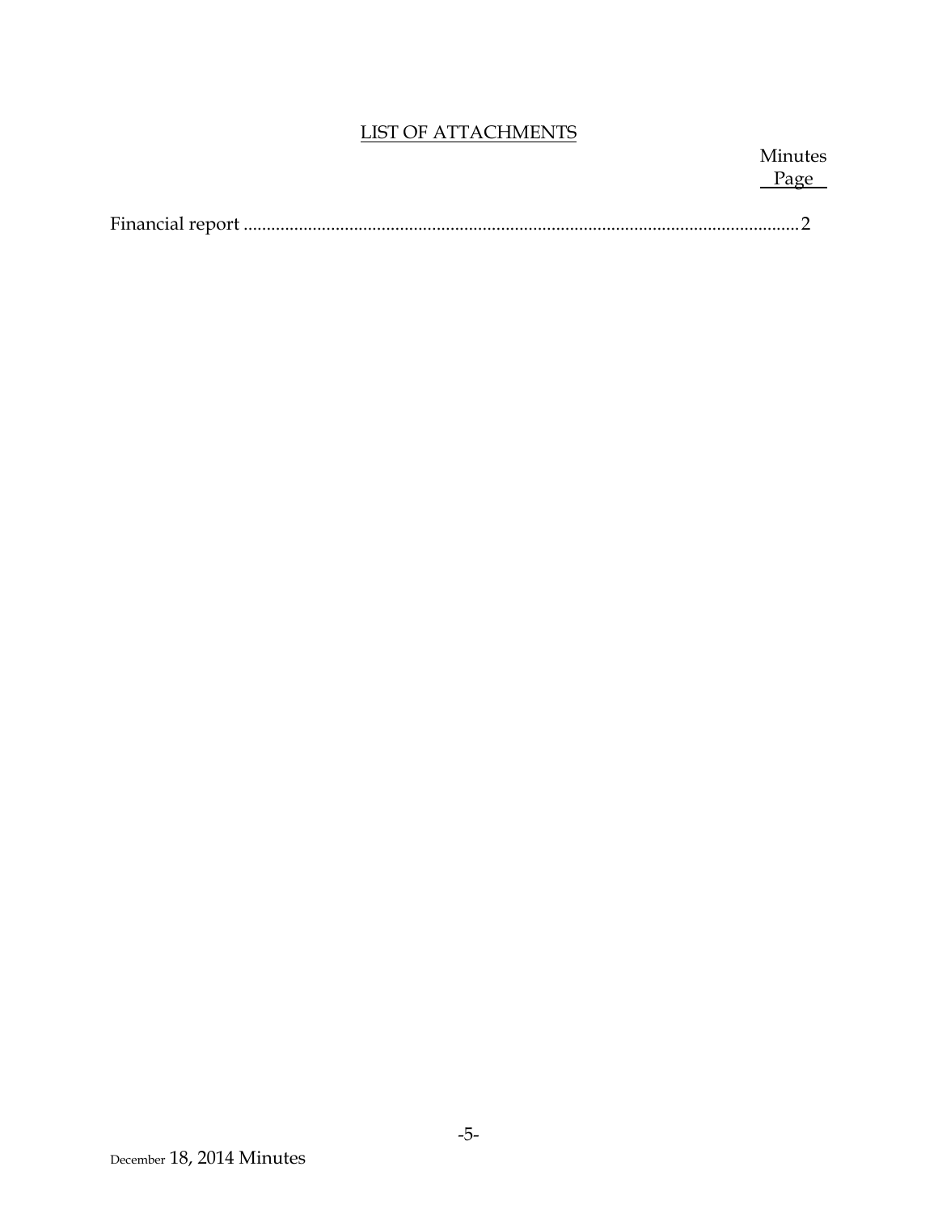## LIST OF ATTACHMENTS

| | Minutes Page |
|---|---|
| Financial report | 2 |